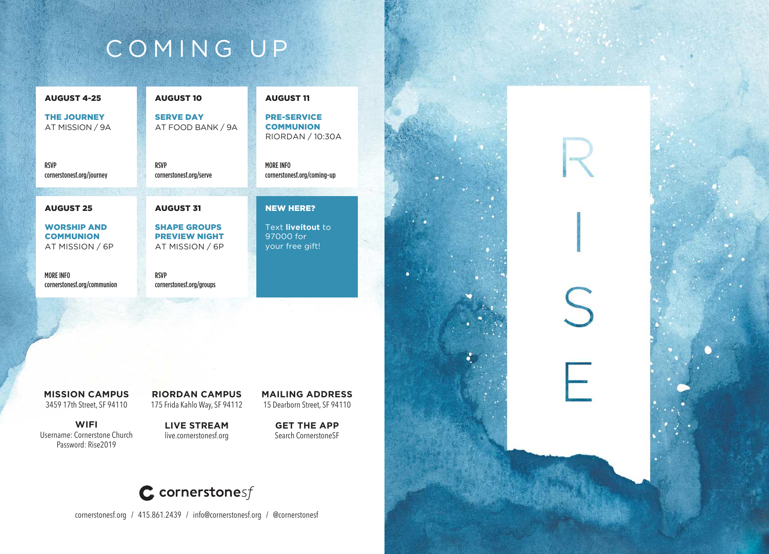# COMING UP

**AUGUST 4-25**

**THE JOURNEY**
AT MISSION / 9A

RSVP
cornerstonesf.org/journey

**AUGUST 10**

**SERVE DAY**
AT FOOD BANK / 9A

RSVP
cornerstonesf.org/serve

**AUGUST 11**

**PRE-SERVICE COMMUNION**
RIORDAN / 10:30A

MORE INFO
cornerstonesf.org/coming-up

**AUGUST 25**

**WORSHIP AND COMMUNION**
AT MISSION / 6P

MORE INFO
cornerstonesf.org/communion

**AUGUST 31**

**SHAPE GROUPS PREVIEW NIGHT**
AT MISSION / 6P

RSVP
cornerstonesf.org/groups

**NEW HERE?**

Text **liveitout** to 97000 for your free gift!

**MISSION CAMPUS**
3459 17th Street, SF 94110

**RIORDAN CAMPUS**
175 Frida Kahlo Way, SF 94112

**MAILING ADDRESS**
15 Dearborn Street, SF 94110

**WIFI**
Username: Cornerstone Church
Password: Rise2019

**LIVE STREAM**
live.cornerstonesf.org

**GET THE APP**
Search CornerstoneSF

cornerstonesf

cornerstonesf.org / 415.861.2439 / info@cornerstonesf.org / @cornerstonesf

RISE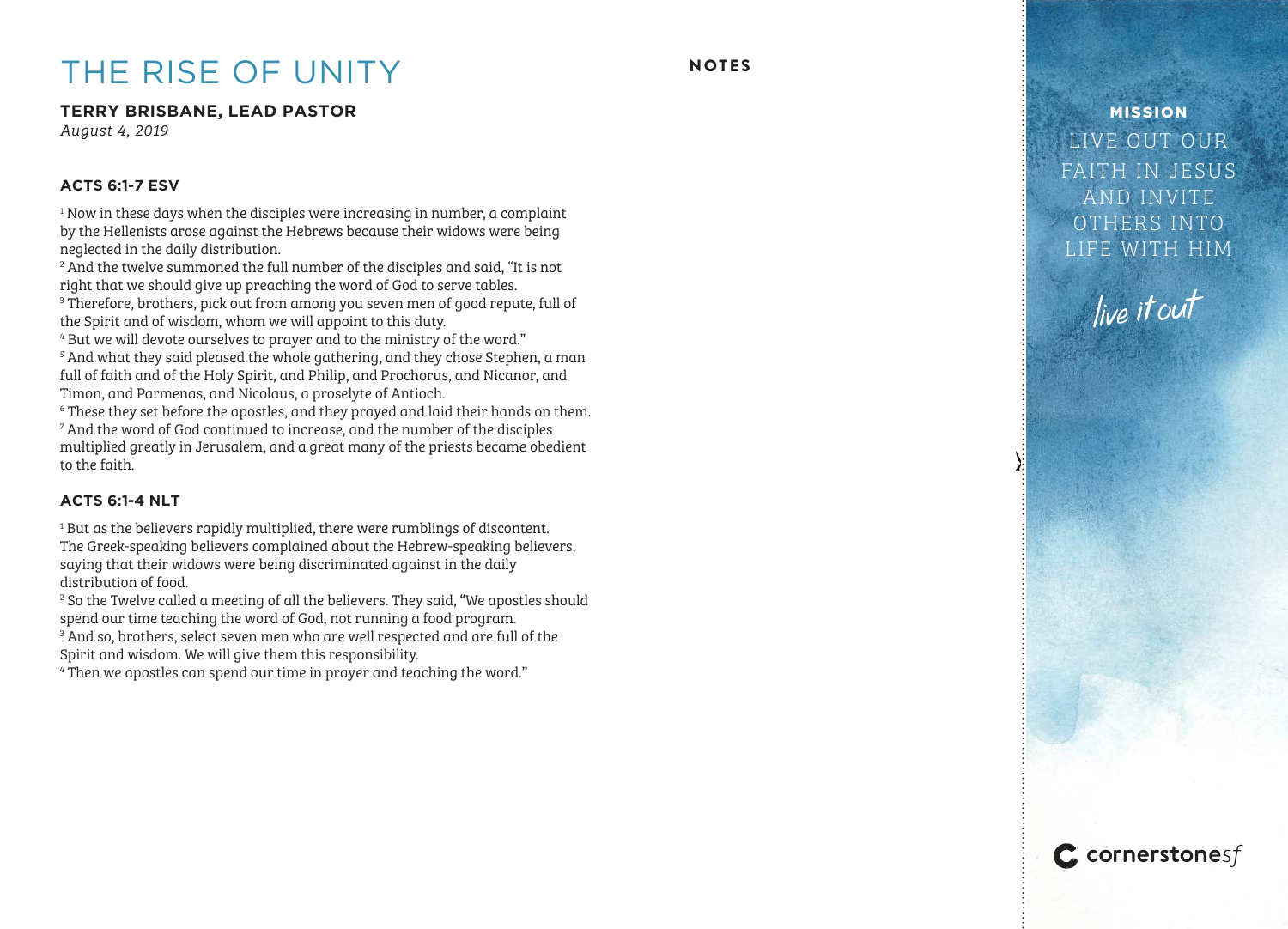# THE RISE OF UNITY

**TERRY BRISBANE, LEAD PASTOR**
*August 4, 2019*

### ACTS 6:1-7 ESV

[1] Now in these days when the disciples were increasing in number, a complaint by the Hellenists arose against the Hebrews because their widows were being neglected in the daily distribution.
[2] And the twelve summoned the full number of the disciples and said, "It is not right that we should give up preaching the word of God to serve tables.
[3] Therefore, brothers, pick out from among you seven men of good repute, full of the Spirit and of wisdom, whom we will appoint to this duty.
[4] But we will devote ourselves to prayer and to the ministry of the word."
[5] And what they said pleased the whole gathering, and they chose Stephen, a man full of faith and of the Holy Spirit, and Philip, and Prochorus, and Nicanor, and Timon, and Parmenas, and Nicolaus, a proselyte of Antioch.
[6] These they set before the apostles, and they prayed and laid their hands on them.
[7] And the word of God continued to increase, and the number of the disciples multiplied greatly in Jerusalem, and a great many of the priests became obedient to the faith.

### ACTS 6:1-4 NLT

[1] But as the believers rapidly multiplied, there were rumblings of discontent. The Greek-speaking believers complained about the Hebrew-speaking believers, saying that their widows were being discriminated against in the daily distribution of food.
[2] So the Twelve called a meeting of all the believers. They said, "We apostles should spend our time teaching the word of God, not running a food program.
[3] And so, brothers, select seven men who are well respected and are full of the Spirit and wisdom. We will give them this responsibility.
[4] Then we apostles can spend our time in prayer and teaching the word."

**NOTES**

**MISSION**

LIVE OUT OUR FAITH IN JESUS AND INVITE OTHERS INTO LIFE WITH HIM

live it out

cornerstonesf